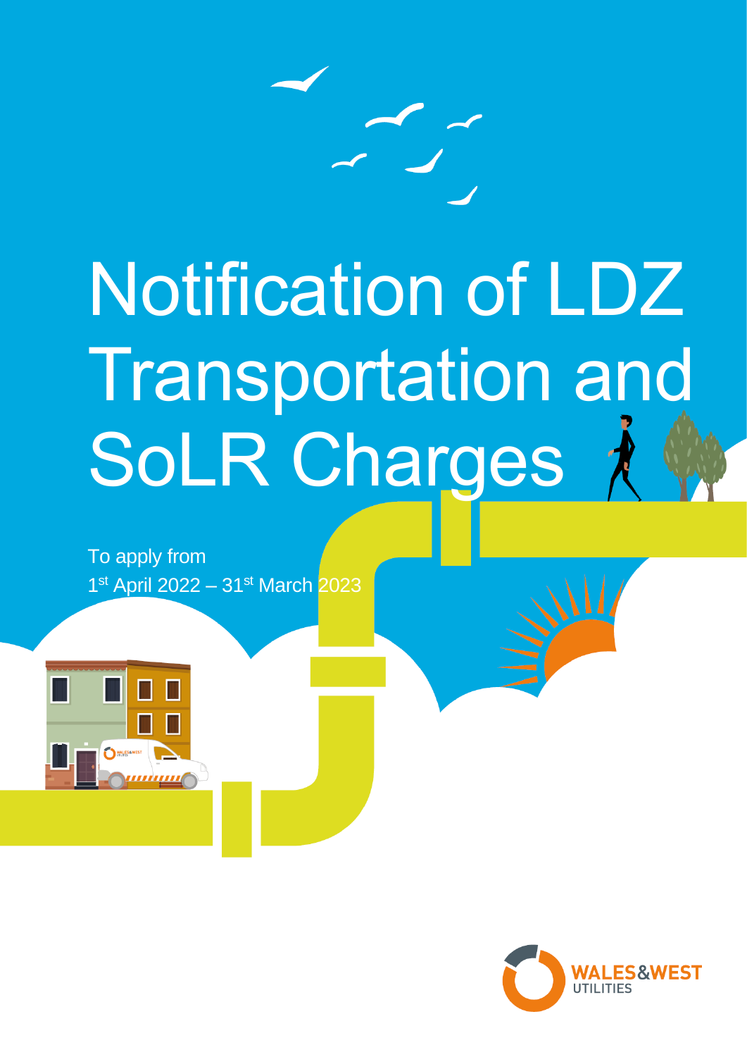# Notification of LDZ Transportation and SoLR Charges

To apply from
1st April 2022 – 31st March 2023

WALES&WEST UTILITIES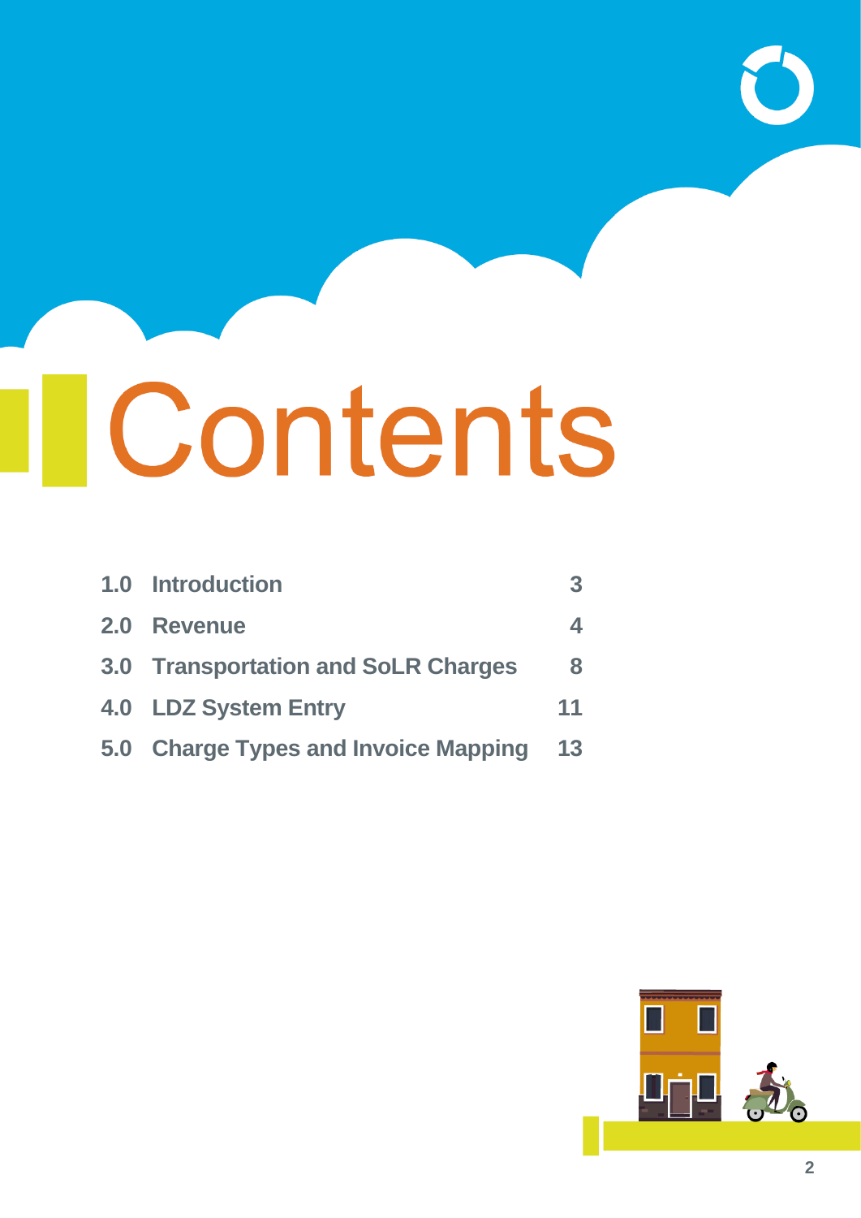# Contents

| | | |
|---|---|---|
| 1.0 | Introduction | 3 |
| 2.0 | Revenue | 4 |
| 3.0 | Transportation and SoLR Charges | 8 |
| 4.0 | LDZ System Entry | 11 |
| 5.0 | Charge Types and Invoice Mapping | 13 |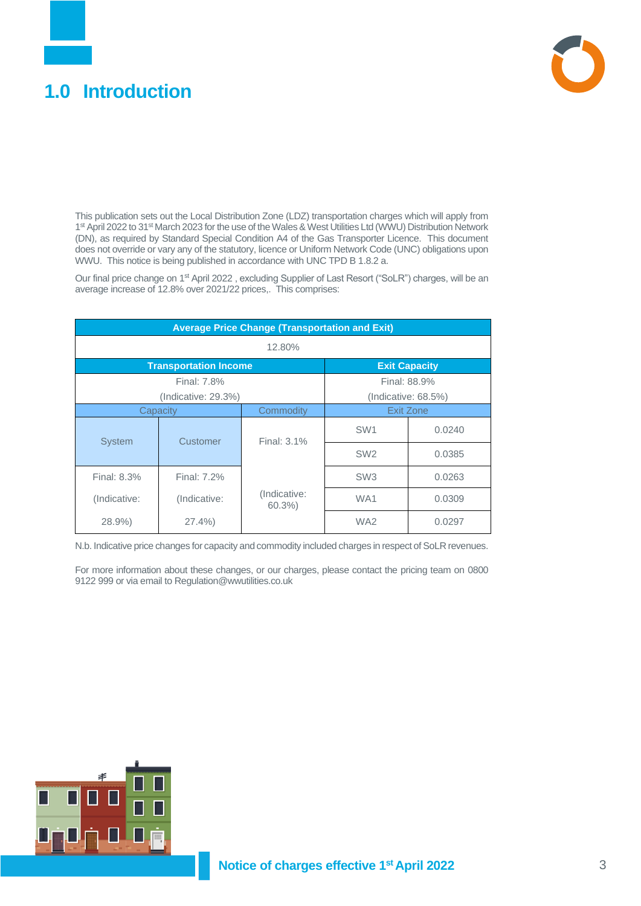# 1.0 Introduction

This publication sets out the Local Distribution Zone (LDZ) transportation charges which will apply from 1st April 2022 to 31st March 2023 for the use of the Wales & West Utilities Ltd (WWU) Distribution Network (DN), as required by Standard Special Condition A4 of the Gas Transporter Licence. This document does not override or vary any of the statutory, licence or Uniform Network Code (UNC) obligations upon WWU. This notice is being published in accordance with UNC TPD B 1.8.2 a.

Our final price change on 1st April 2022 , excluding Supplier of Last Resort ("SoLR") charges, will be an average increase of 12.8% over 2021/22 prices,. This comprises:

| Average Price Change (Transportation and Exit) | | | | |
|---|---|---|---|---|
| 12.80% | | | | |
| **Transportation Income** | | | **Exit Capacity** | |
| Final: 7.8% (Indicative: 29.3%) | | | Final: 88.9% (Indicative: 68.5%) | |
| Capacity | | Commodity | Exit Zone | |
| System | Customer | Final: 3.1% (Indicative: 60.3%) | SW1 | 0.0240 |
| | | | SW2 | 0.0385 |
| Final: 8.3% (Indicative: 28.9%) | Final: 7.2% (Indicative: 27.4%) | | SW3 | 0.0263 |
| | | | WA1 | 0.0309 |
| | | | WA2 | 0.0297 |

N.b. Indicative price changes for capacity and commodity included charges in respect of SoLR revenues.

For more information about these changes, or our charges, please contact the pricing team on 0800 9122 999 or via email to Regulation@wwutilities.co.uk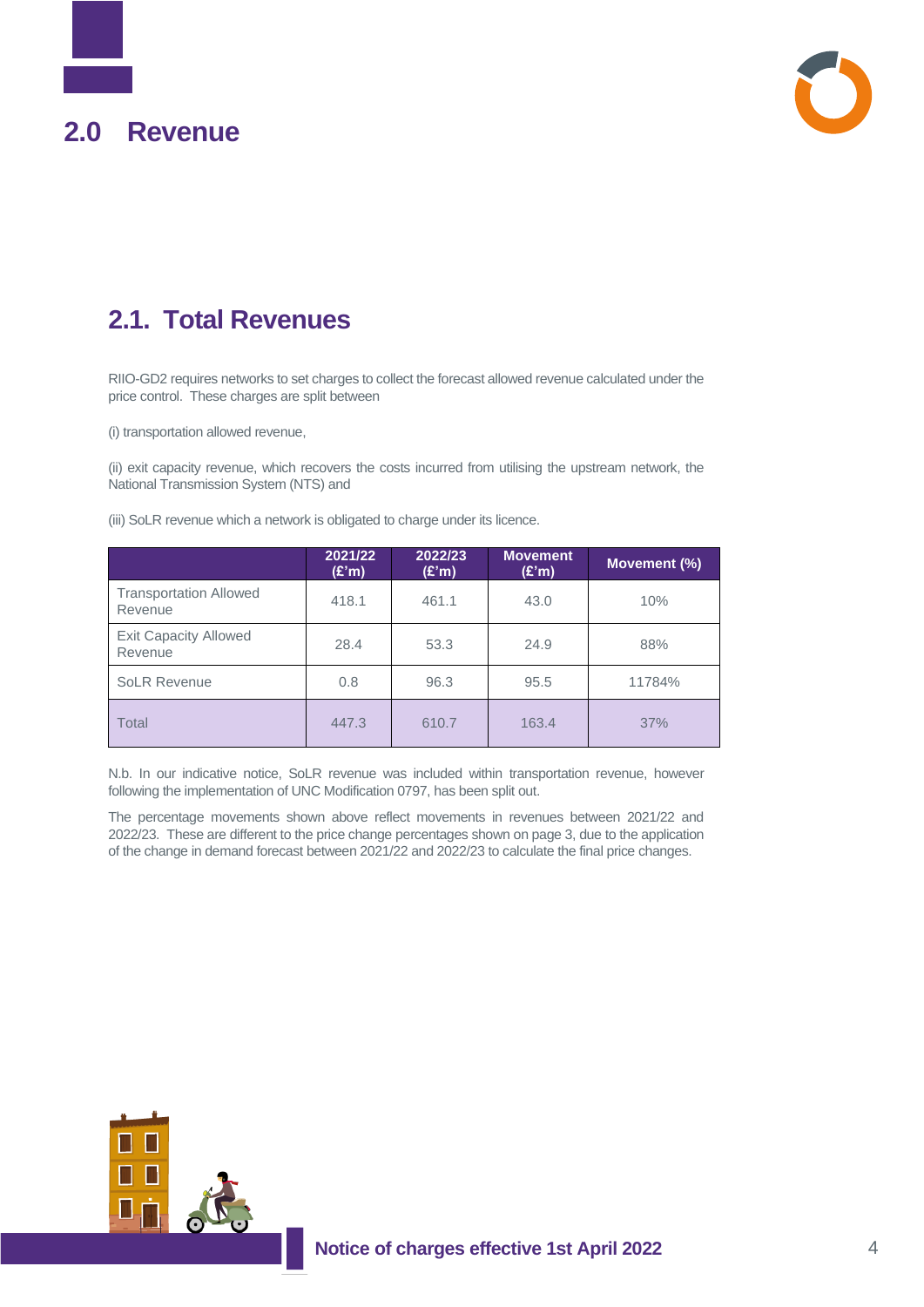# 2.0 Revenue

## 2.1. Total Revenues

RIIO-GD2 requires networks to set charges to collect the forecast allowed revenue calculated under the price control. These charges are split between

(i) transportation allowed revenue,

(ii) exit capacity revenue, which recovers the costs incurred from utilising the upstream network, the National Transmission System (NTS) and

(iii) SoLR revenue which a network is obligated to charge under its licence.

| | 2021/22 (£'m) | 2022/23 (£'m) | Movement (£'m) | Movement (%) |
|---|---|---|---|---|
| Transportation Allowed Revenue | 418.1 | 461.1 | 43.0 | 10% |
| Exit Capacity Allowed Revenue | 28.4 | 53.3 | 24.9 | 88% |
| SoLR Revenue | 0.8 | 96.3 | 95.5 | 11784% |
| Total | 447.3 | 610.7 | 163.4 | 37% |

N.b. In our indicative notice, SoLR revenue was included within transportation revenue, however following the implementation of UNC Modification 0797, has been split out.

The percentage movements shown above reflect movements in revenues between 2021/22 and 2022/23. These are different to the price change percentages shown on page 3, due to the application of the change in demand forecast between 2021/22 and 2022/23 to calculate the final price changes.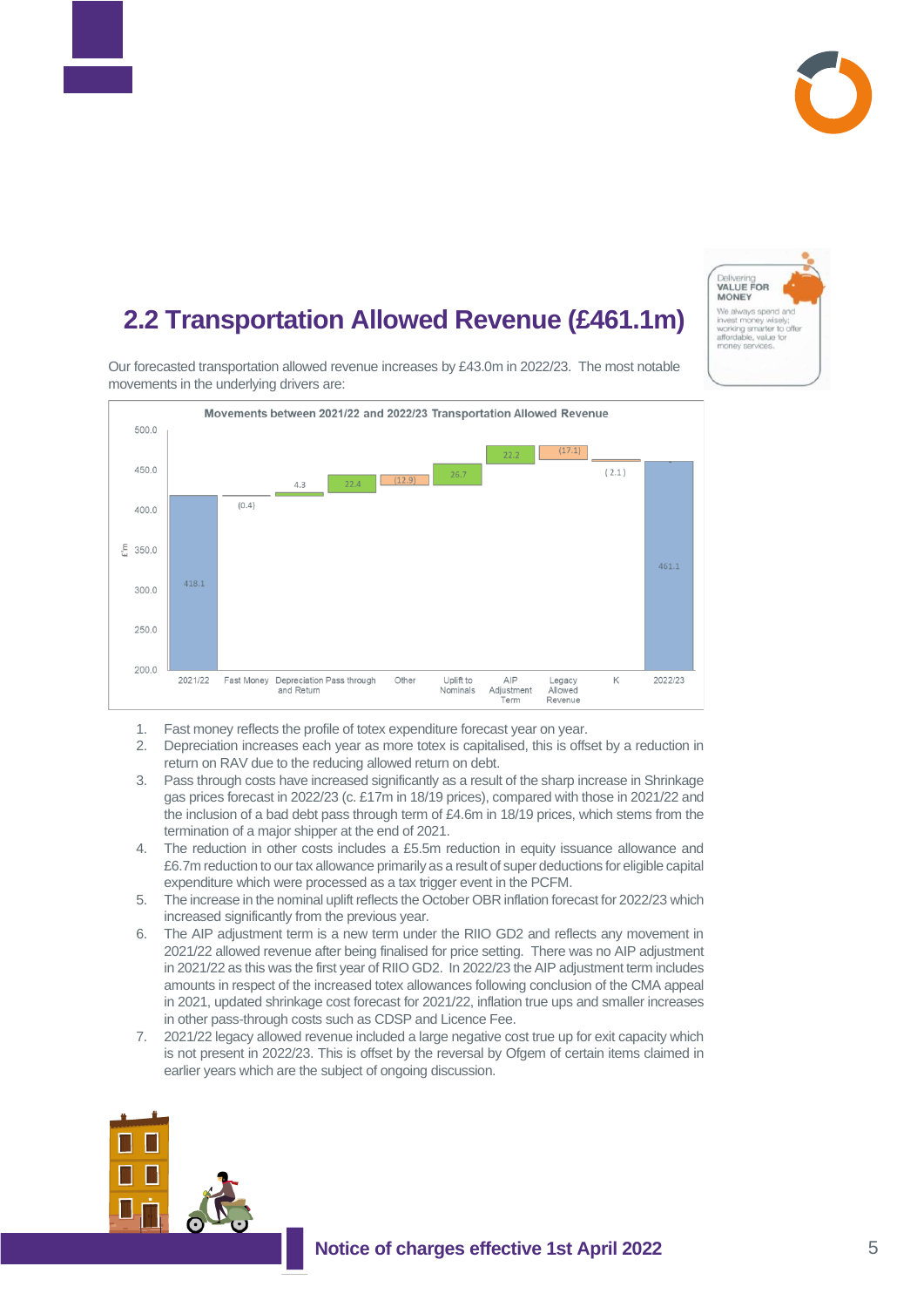## 2.2 Transportation Allowed Revenue (£461.1m)

Delivering VALUE FOR MONEY

We always spend and invest money wisely; working smarter to offer affordable, value for money services.

Our forecasted transportation allowed revenue increases by £43.0m in 2022/23. The most notable movements in the underlying drivers are:

**Movements between 2021/22 and 2022/23 Transportation Allowed Revenue**

| Item | £m |
|---|---|
| 2021/22 | 418.1 |
| Fast Money | (0.4) |
| Depreciation and Return | 4.3 |
| Pass through | 22.4 |
| Other | (12.9) |
| Uplift to Nominals | 26.7 |
| AIP Adjustment Term | 22.2 |
| Legacy Allowed Revenue | (17.1) |
| K | (2.1) |
| 2022/23 | 461.1 |

1. Fast money reflects the profile of totex expenditure forecast year on year.
2. Depreciation increases each year as more totex is capitalised, this is offset by a reduction in return on RAV due to the reducing allowed return on debt.
3. Pass through costs have increased significantly as a result of the sharp increase in Shrinkage gas prices forecast in 2022/23 (c. £17m in 18/19 prices), compared with those in 2021/22 and the inclusion of a bad debt pass through term of £4.6m in 18/19 prices, which stems from the termination of a major shipper at the end of 2021.
4. The reduction in other costs includes a £5.5m reduction in equity issuance allowance and £6.7m reduction to our tax allowance primarily as a result of super deductions for eligible capital expenditure which were processed as a tax trigger event in the PCFM.
5. The increase in the nominal uplift reflects the October OBR inflation forecast for 2022/23 which increased significantly from the previous year.
6. The AIP adjustment term is a new term under the RIIO GD2 and reflects any movement in 2021/22 allowed revenue after being finalised for price setting. There was no AIP adjustment in 2021/22 as this was the first year of RIIO GD2. In 2022/23 the AIP adjustment term includes amounts in respect of the increased totex allowances following conclusion of the CMA appeal in 2021, updated shrinkage cost forecast for 2021/22, inflation true ups and smaller increases in other pass-through costs such as CDSP and Licence Fee.
7. 2021/22 legacy allowed revenue included a large negative cost true up for exit capacity which is not present in 2022/23. This is offset by the reversal by Ofgem of certain items claimed in earlier years which are the subject of ongoing discussion.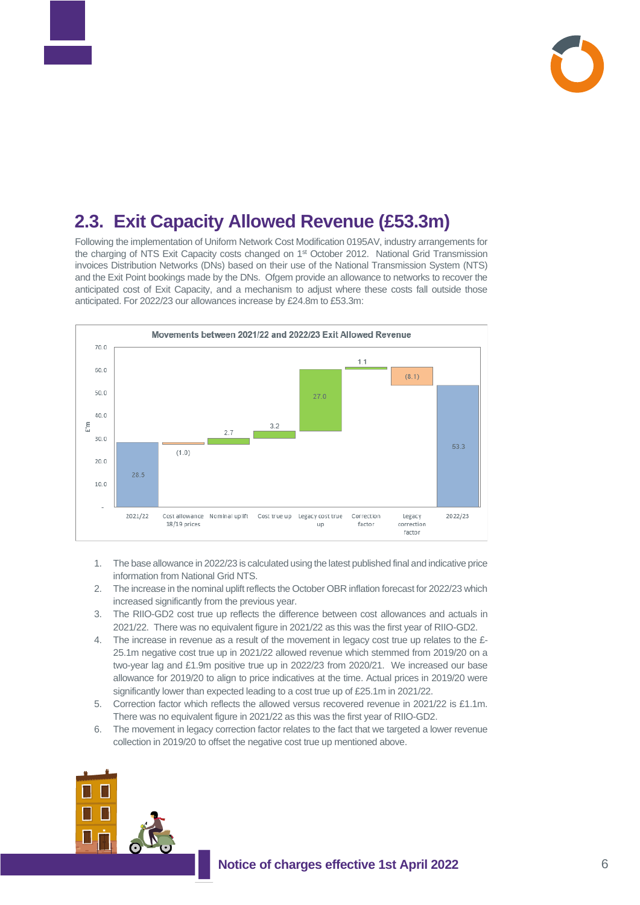## 2.3. Exit Capacity Allowed Revenue (£53.3m)

Following the implementation of Uniform Network Cost Modification 0195AV, industry arrangements for the charging of NTS Exit Capacity costs changed on 1st October 2012. National Grid Transmission invoices Distribution Networks (DNs) based on their use of the National Transmission System (NTS) and the Exit Point bookings made by the DNs. Ofgem provide an allowance to networks to recover the anticipated cost of Exit Capacity, and a mechanism to adjust where these costs fall outside those anticipated. For 2022/23 our allowances increase by £24.8m to £53.3m:

**Movements between 2021/22 and 2022/23 Exit Allowed Revenue**

| Item | £'m |
|---|---|
| 2021/22 | 28.5 |
| Cost allowance 18/19 prices | (1.0) |
| Nominal uplift | 2.7 |
| Cost true up | 3.2 |
| Legacy cost true up | 27.0 |
| Correction factor | 1.1 |
| Legacy correction factor | (8.1) |
| 2022/23 | 53.3 |

1. The base allowance in 2022/23 is calculated using the latest published final and indicative price information from National Grid NTS.
2. The increase in the nominal uplift reflects the October OBR inflation forecast for 2022/23 which increased significantly from the previous year.
3. The RIIO-GD2 cost true up reflects the difference between cost allowances and actuals in 2021/22. There was no equivalent figure in 2021/22 as this was the first year of RIIO-GD2.
4. The increase in revenue as a result of the movement in legacy cost true up relates to the £-25.1m negative cost true up in 2021/22 allowed revenue which stemmed from 2019/20 on a two-year lag and £1.9m positive true up in 2022/23 from 2020/21. We increased our base allowance for 2019/20 to align to price indicatives at the time. Actual prices in 2019/20 were significantly lower than expected leading to a cost true up of £25.1m in 2021/22.
5. Correction factor which reflects the allowed versus recovered revenue in 2021/22 is £1.1m. There was no equivalent figure in 2021/22 as this was the first year of RIIO-GD2.
6. The movement in legacy correction factor relates to the fact that we targeted a lower revenue collection in 2019/20 to offset the negative cost true up mentioned above.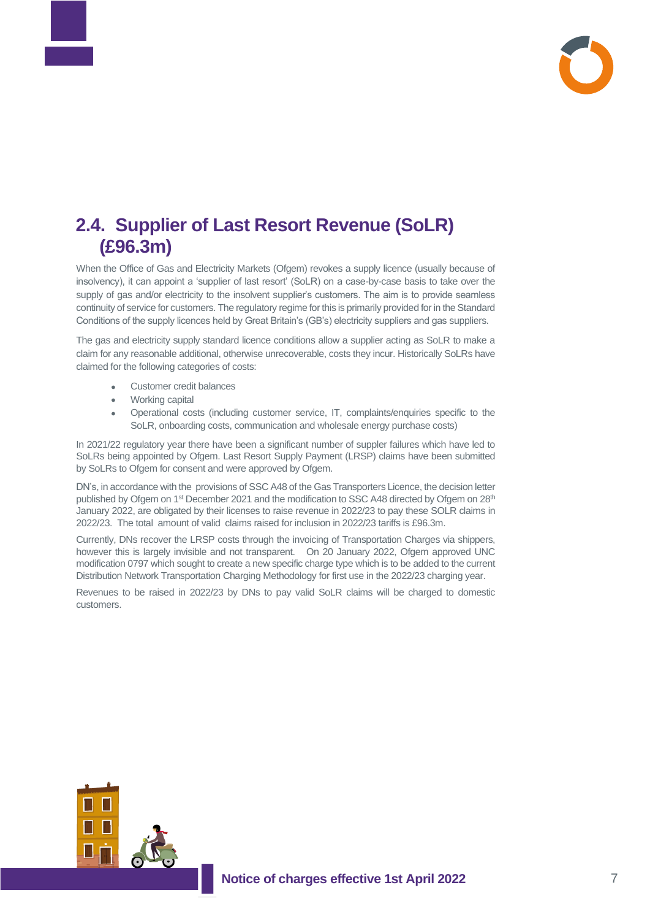## 2.4. Supplier of Last Resort Revenue (SoLR) (£96.3m)

When the Office of Gas and Electricity Markets (Ofgem) revokes a supply licence (usually because of insolvency), it can appoint a 'supplier of last resort' (SoLR) on a case-by-case basis to take over the supply of gas and/or electricity to the insolvent supplier's customers. The aim is to provide seamless continuity of service for customers. The regulatory regime for this is primarily provided for in the Standard Conditions of the supply licences held by Great Britain's (GB's) electricity suppliers and gas suppliers.

The gas and electricity supply standard licence conditions allow a supplier acting as SoLR to make a claim for any reasonable additional, otherwise unrecoverable, costs they incur. Historically SoLRs have claimed for the following categories of costs:

- Customer credit balances
- Working capital
- Operational costs (including customer service, IT, complaints/enquiries specific to the SoLR, onboarding costs, communication and wholesale energy purchase costs)

In 2021/22 regulatory year there have been a significant number of suppler failures which have led to SoLRs being appointed by Ofgem. Last Resort Supply Payment (LRSP) claims have been submitted by SoLRs to Ofgem for consent and were approved by Ofgem.

DN's, in accordance with the provisions of SSC A48 of the Gas Transporters Licence, the decision letter published by Ofgem on 1st December 2021 and the modification to SSC A48 directed by Ofgem on 28th January 2022, are obligated by their licenses to raise revenue in 2022/23 to pay these SOLR claims in 2022/23. The total amount of valid claims raised for inclusion in 2022/23 tariffs is £96.3m.

Currently, DNs recover the LRSP costs through the invoicing of Transportation Charges via shippers, however this is largely invisible and not transparent. On 20 January 2022, Ofgem approved UNC modification 0797 which sought to create a new specific charge type which is to be added to the current Distribution Network Transportation Charging Methodology for first use in the 2022/23 charging year.

Revenues to be raised in 2022/23 by DNs to pay valid SoLR claims will be charged to domestic customers.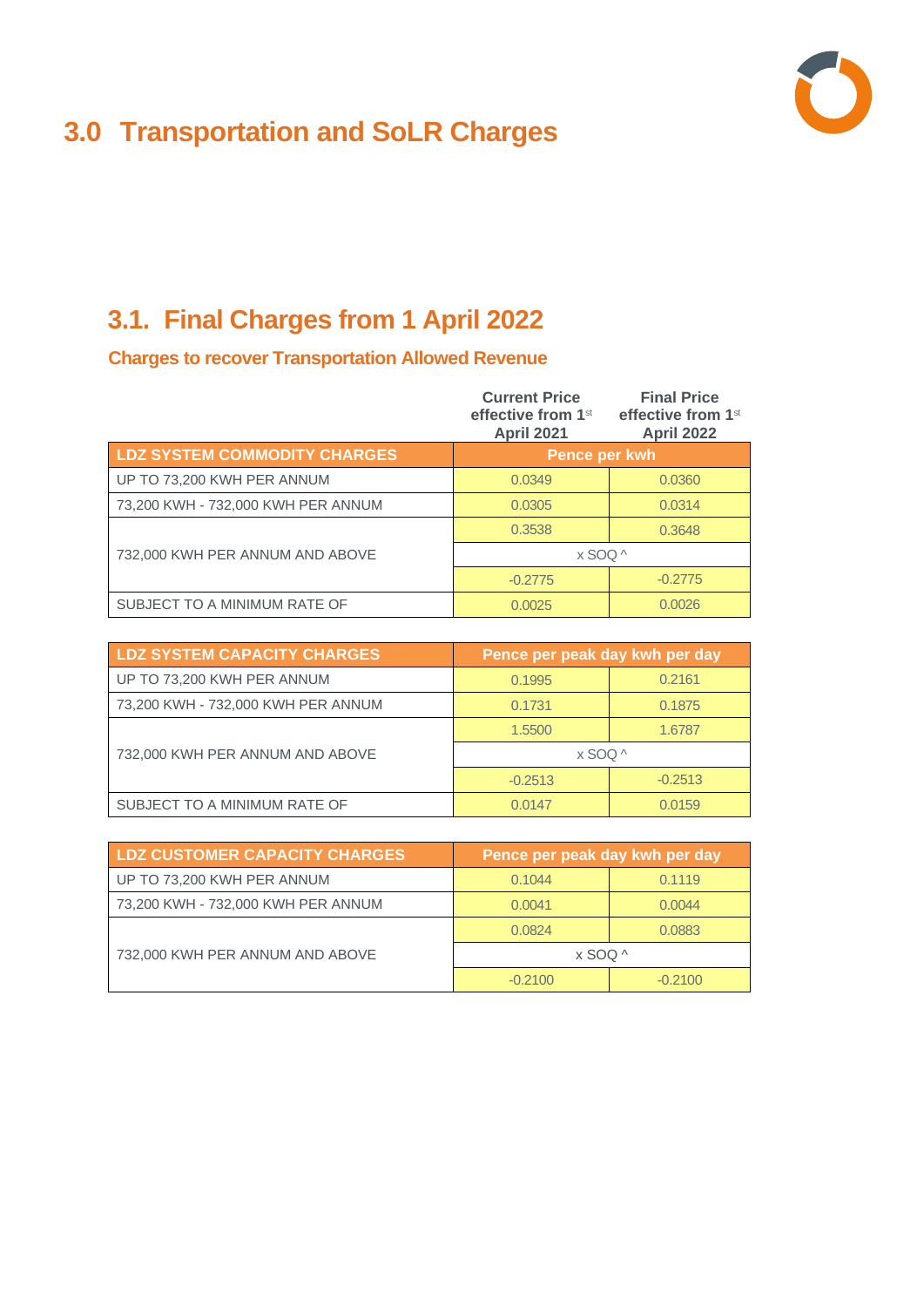# 3.0 Transportation and SoLR Charges

## 3.1. Final Charges from 1 April 2022

### Charges to recover Transportation Allowed Revenue

| | Current Price effective from 1st April 2021 | Final Price effective from 1st April 2022 |
|---|---|---|
| **LDZ SYSTEM COMMODITY CHARGES** | **Pence per kwh** | |
| UP TO 73,200 KWH PER ANNUM | 0.0349 | 0.0360 |
| 73,200 KWH - 732,000 KWH PER ANNUM | 0.0305 | 0.0314 |
| 732,000 KWH PER ANNUM AND ABOVE | 0.3538 | 0.3648 |
| | x SOQ ^ | |
| | -0.2775 | -0.2775 |
| SUBJECT TO A MINIMUM RATE OF | 0.0025 | 0.0026 |

| **LDZ SYSTEM CAPACITY CHARGES** | **Pence per peak day kwh per day** | |
|---|---|---|
| UP TO 73,200 KWH PER ANNUM | 0.1995 | 0.2161 |
| 73,200 KWH - 732,000 KWH PER ANNUM | 0.1731 | 0.1875 |
| 732,000 KWH PER ANNUM AND ABOVE | 1.5500 | 1.6787 |
| | x SOQ ^ | |
| | -0.2513 | -0.2513 |
| SUBJECT TO A MINIMUM RATE OF | 0.0147 | 0.0159 |

| **LDZ CUSTOMER CAPACITY CHARGES** | **Pence per peak day kwh per day** | |
|---|---|---|
| UP TO 73,200 KWH PER ANNUM | 0.1044 | 0.1119 |
| 73,200 KWH - 732,000 KWH PER ANNUM | 0.0041 | 0.0044 |
| 732,000 KWH PER ANNUM AND ABOVE | 0.0824 | 0.0883 |
| | x SOQ ^ | |
| | -0.2100 | -0.2100 |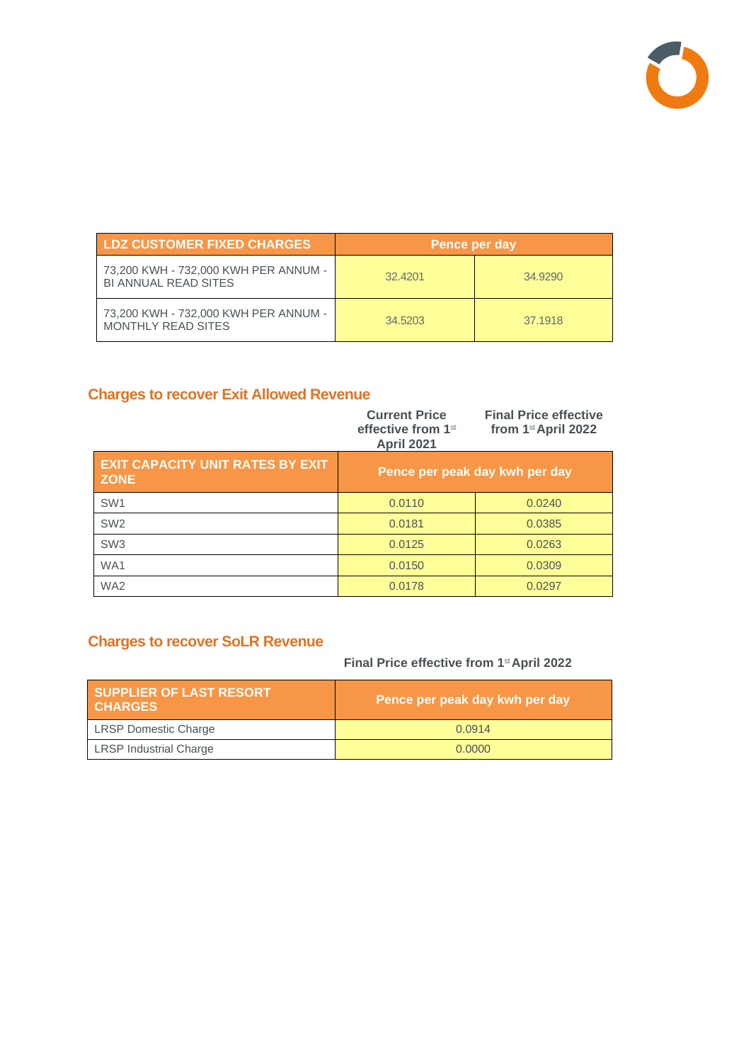| LDZ CUSTOMER FIXED CHARGES | Pence per day | |
|---|---|---|
| 73,200 KWH - 732,000 KWH PER ANNUM - BI ANNUAL READ SITES | 32.4201 | 34.9290 |
| 73,200 KWH - 732,000 KWH PER ANNUM - MONTHLY READ SITES | 34.5203 | 37.1918 |

## Charges to recover Exit Allowed Revenue

| | Current Price effective from 1st April 2021 | Final Price effective from 1st April 2022 |
|---|---|---|
| EXIT CAPACITY UNIT RATES BY EXIT ZONE | Pence per peak day kwh per day | |
| SW1 | 0.0110 | 0.0240 |
| SW2 | 0.0181 | 0.0385 |
| SW3 | 0.0125 | 0.0263 |
| WA1 | 0.0150 | 0.0309 |
| WA2 | 0.0178 | 0.0297 |

## Charges to recover SoLR Revenue

| | Final Price effective from 1st April 2022 |
|---|---|
| SUPPLIER OF LAST RESORT CHARGES | Pence per peak day kwh per day |
| LRSP Domestic Charge | 0.0914 |
| LRSP Industrial Charge | 0.0000 |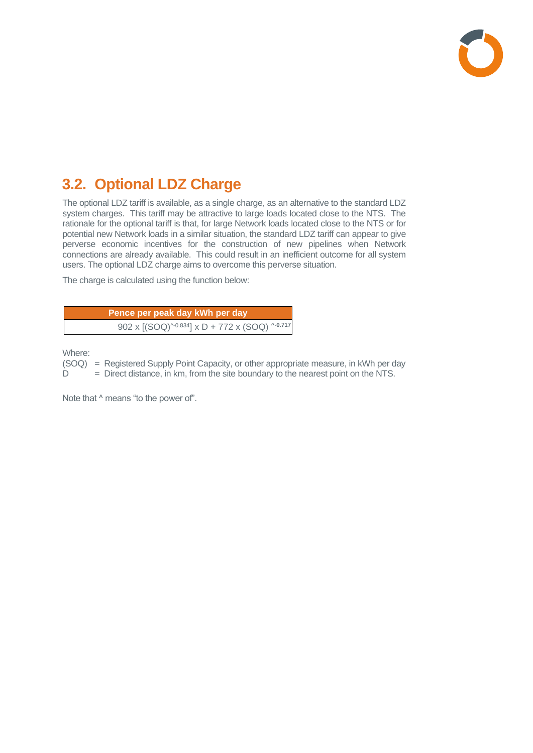## 3.2. Optional LDZ Charge

The optional LDZ tariff is available, as a single charge, as an alternative to the standard LDZ system charges. This tariff may be attractive to large loads located close to the NTS. The rationale for the optional tariff is that, for large Network loads located close to the NTS or for potential new Network loads in a similar situation, the standard LDZ tariff can appear to give perverse economic incentives for the construction of new pipelines when Network connections are already available. This could result in an inefficient outcome for all system users. The optional LDZ charge aims to overcome this perverse situation.

The charge is calculated using the function below:

| Pence per peak day kWh per day |
| --- |
| $902 \times [(SOQ)^{-0.834}] \times D + 772 \times (SOQ)^{-0.717}$ |

Where:

(SOQ) = Registered Supply Point Capacity, or other appropriate measure, in kWh per day
D = Direct distance, in km, from the site boundary to the nearest point on the NTS.

Note that ^ means “to the power of”.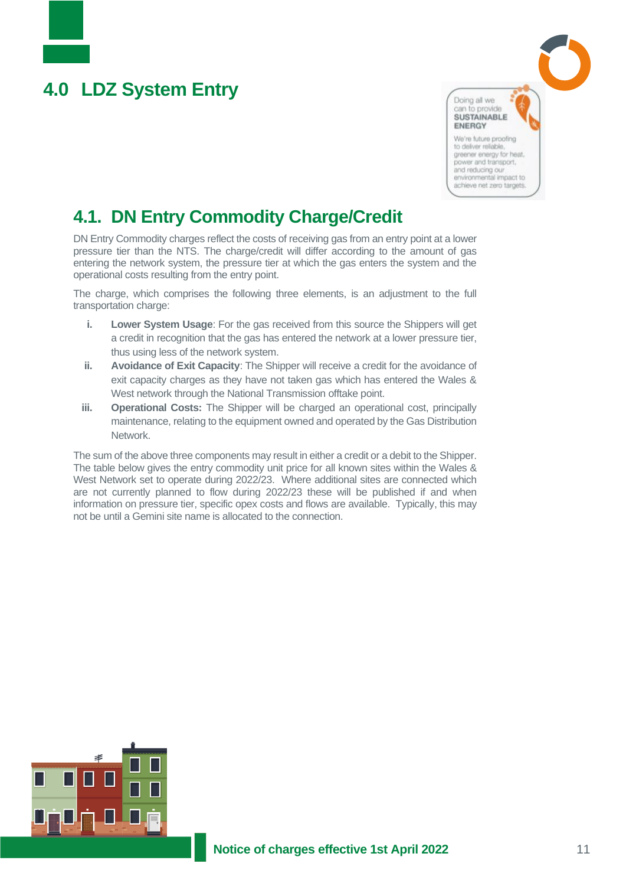# 4.0 LDZ System Entry

Doing all we can to provide **SUSTAINABLE ENERGY**

We're future proofing to deliver reliable, greener energy for heat, power and transport, and reducing our environmental impact to achieve net zero targets.

## 4.1. DN Entry Commodity Charge/Credit

DN Entry Commodity charges reflect the costs of receiving gas from an entry point at a lower pressure tier than the NTS. The charge/credit will differ according to the amount of gas entering the network system, the pressure tier at which the gas enters the system and the operational costs resulting from the entry point.

The charge, which comprises the following three elements, is an adjustment to the full transportation charge:

i. **Lower System Usage**: For the gas received from this source the Shippers will get a credit in recognition that the gas has entered the network at a lower pressure tier, thus using less of the network system.

ii. **Avoidance of Exit Capacity**: The Shipper will receive a credit for the avoidance of exit capacity charges as they have not taken gas which has entered the Wales & West network through the National Transmission offtake point.

iii. **Operational Costs:** The Shipper will be charged an operational cost, principally maintenance, relating to the equipment owned and operated by the Gas Distribution Network.

The sum of the above three components may result in either a credit or a debit to the Shipper. The table below gives the entry commodity unit price for all known sites within the Wales & West Network set to operate during 2022/23. Where additional sites are connected which are not currently planned to flow during 2022/23 these will be published if and when information on pressure tier, specific opex costs and flows are available. Typically, this may not be until a Gemini site name is allocated to the connection.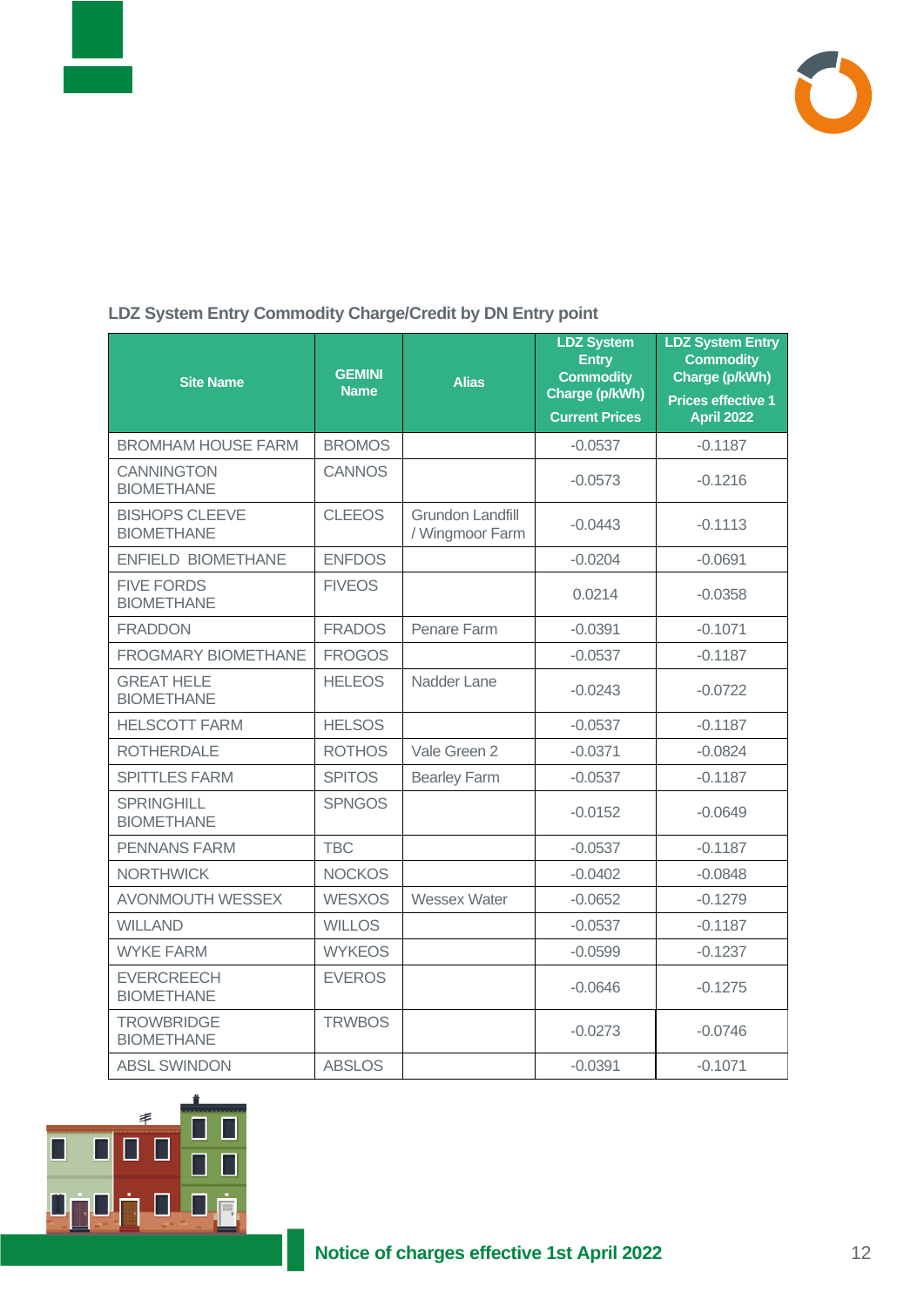### LDZ System Entry Commodity Charge/Credit by DN Entry point

| Site Name | GEMINI Name | Alias | LDZ System Entry Commodity Charge (p/kWh) Current Prices | LDZ System Entry Commodity Charge (p/kWh) Prices effective 1 April 2022 |
|---|---|---|---|---|
| BROMHAM HOUSE FARM | BROMOS | | -0.0537 | -0.1187 |
| CANNINGTON BIOMETHANE | CANNOS | | -0.0573 | -0.1216 |
| BISHOPS CLEEVE BIOMETHANE | CLEEOS | Grundon Landfill / Wingmoor Farm | -0.0443 | -0.1113 |
| ENFIELD BIOMETHANE | ENFDOS | | -0.0204 | -0.0691 |
| FIVE FORDS BIOMETHANE | FIVEOS | | 0.0214 | -0.0358 |
| FRADDON | FRADOS | Penare Farm | -0.0391 | -0.1071 |
| FROGMARY BIOMETHANE | FROGOS | | -0.0537 | -0.1187 |
| GREAT HELE BIOMETHANE | HELEOS | Nadder Lane | -0.0243 | -0.0722 |
| HELSCOTT FARM | HELSOS | | -0.0537 | -0.1187 |
| ROTHERDALE | ROTHOS | Vale Green 2 | -0.0371 | -0.0824 |
| SPITTLES FARM | SPITOS | Bearley Farm | -0.0537 | -0.1187 |
| SPRINGHILL BIOMETHANE | SPNGOS | | -0.0152 | -0.0649 |
| PENNANS FARM | TBC | | -0.0537 | -0.1187 |
| NORTHWICK | NOCKOS | | -0.0402 | -0.0848 |
| AVONMOUTH WESSEX | WESXOS | Wessex Water | -0.0652 | -0.1279 |
| WILLAND | WILLOS | | -0.0537 | -0.1187 |
| WYKE FARM | WYKEOS | | -0.0599 | -0.1237 |
| EVERCREECH BIOMETHANE | EVEROS | | -0.0646 | -0.1275 |
| TROWBRIDGE BIOMETHANE | TRWBOS | | -0.0273 | -0.0746 |
| ABSL SWINDON | ABSLOS | | -0.0391 | -0.1071 |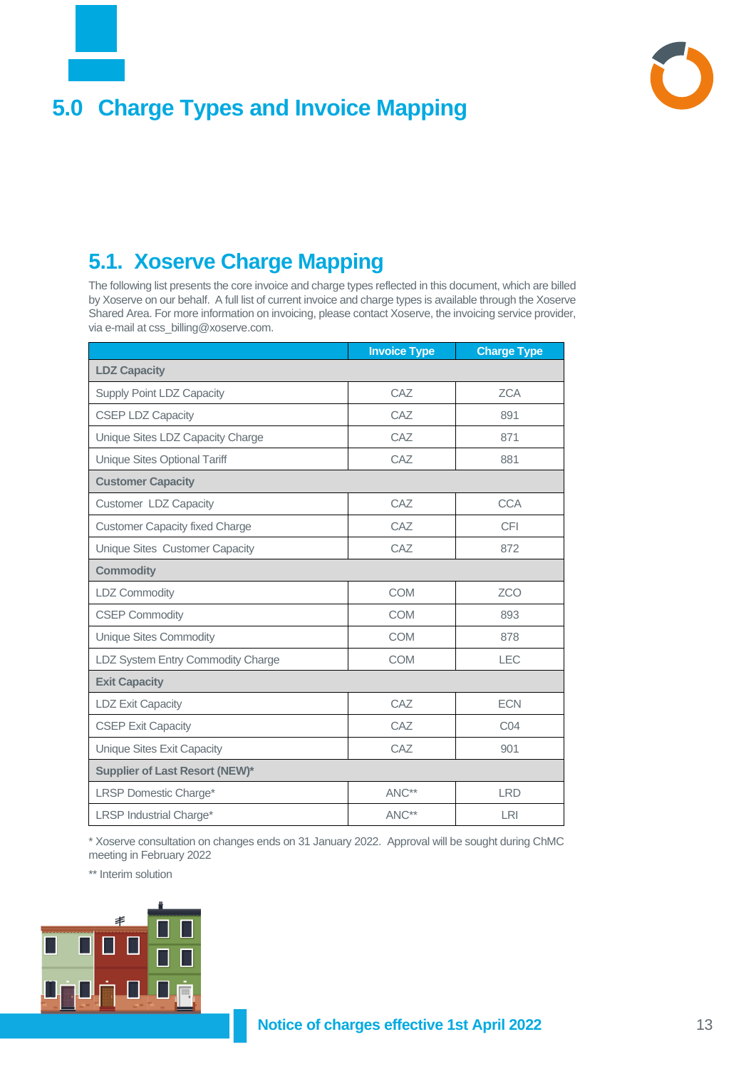# 5.0 Charge Types and Invoice Mapping

## 5.1. Xoserve Charge Mapping

The following list presents the core invoice and charge types reflected in this document, which are billed by Xoserve on our behalf. A full list of current invoice and charge types is available through the Xoserve Shared Area. For more information on invoicing, please contact Xoserve, the invoicing service provider, via e-mail at css_billing@xoserve.com.

| | Invoice Type | Charge Type |
|---|---|---|
| **LDZ Capacity** | | |
| Supply Point LDZ Capacity | CAZ | ZCA |
| CSEP LDZ Capacity | CAZ | 891 |
| Unique Sites LDZ Capacity Charge | CAZ | 871 |
| Unique Sites Optional Tariff | CAZ | 881 |
| **Customer Capacity** | | |
| Customer LDZ Capacity | CAZ | CCA |
| Customer Capacity fixed Charge | CAZ | CFI |
| Unique Sites Customer Capacity | CAZ | 872 |
| **Commodity** | | |
| LDZ Commodity | COM | ZCO |
| CSEP Commodity | COM | 893 |
| Unique Sites Commodity | COM | 878 |
| LDZ System Entry Commodity Charge | COM | LEC |
| **Exit Capacity** | | |
| LDZ Exit Capacity | CAZ | ECN |
| CSEP Exit Capacity | CAZ | C04 |
| Unique Sites Exit Capacity | CAZ | 901 |
| **Supplier of Last Resort (NEW)*** | | |
| LRSP Domestic Charge* | ANC** | LRD |
| LRSP Industrial Charge* | ANC** | LRI |

* Xoserve consultation on changes ends on 31 January 2022. Approval will be sought during ChMC meeting in February 2022

** Interim solution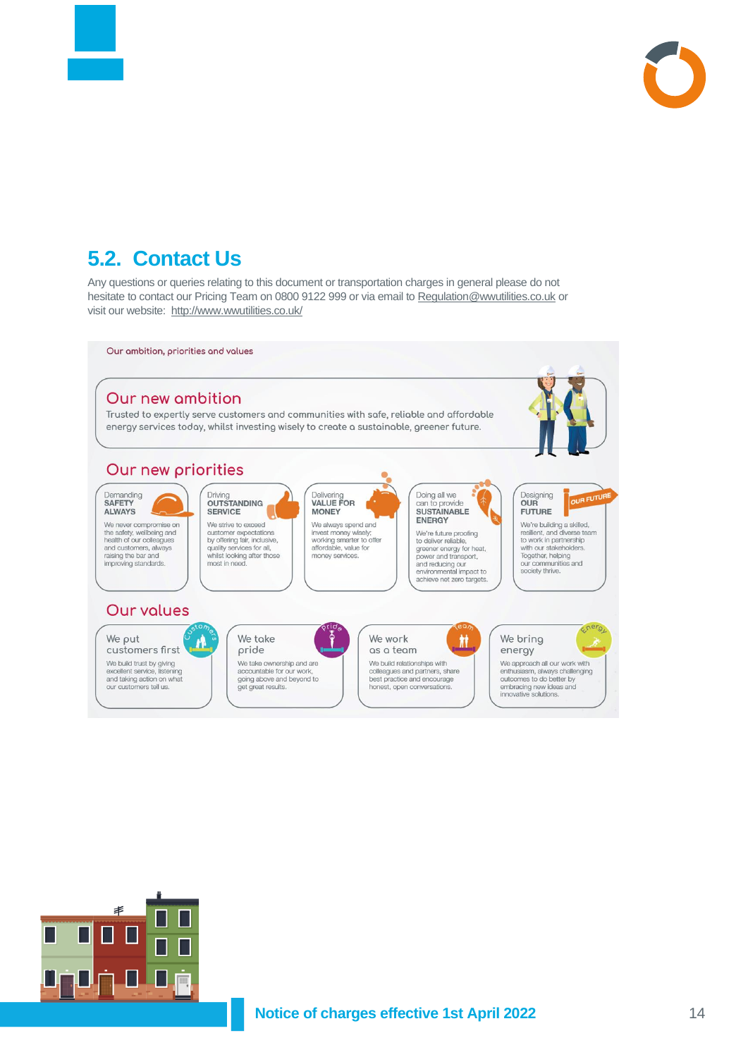## 5.2. Contact Us

Any questions or queries relating to this document or transportation charges in general please do not hesitate to contact our Pricing Team on 0800 9122 999 or via email to Regulation@wwutilities.co.uk or visit our website: http://www.wwutilities.co.uk/

Our ambition, priorities and values

### Our new ambition

Trusted to expertly serve customers and communities with safe, reliable and affordable energy services today, whilst investing wisely to create a sustainable, greener future.

### Our new priorities

**Demanding SAFETY ALWAYS**
We never compromise on the safety, wellbeing and health of our colleagues and customers, always raising the bar and improving standards.

**Driving OUTSTANDING SERVICE**
We strive to exceed customer expectations by offering fair, inclusive, quality services for all, whilst looking after those most in need.

**Delivering VALUE FOR MONEY**
We always spend and invest money wisely; working smarter to offer affordable, value for money services.

**Doing all we can to provide SUSTAINABLE ENERGY**
We're future proofing to deliver reliable, greener energy for heat, power and transport, and reducing our environmental impact to achieve net zero targets.

**Designing OUR FUTURE**
We're building a skilled, resilient, and diverse team to work in partnership with our stakeholders. Together, helping our communities and society thrive.

### Our values

**We put customers first**
We build trust by giving excellent service, listening and taking action on what our customers tell us.

**We take pride**
We take ownership and are accountable for our work, going above and beyond to get great results.

**We work as a team**
We build relationships with colleagues and partners, share best practice and encourage honest, open conversations.

**We bring energy**
We approach all our work with enthusiasm, always challenging outcomes to do better by embracing new ideas and innovative solutions.